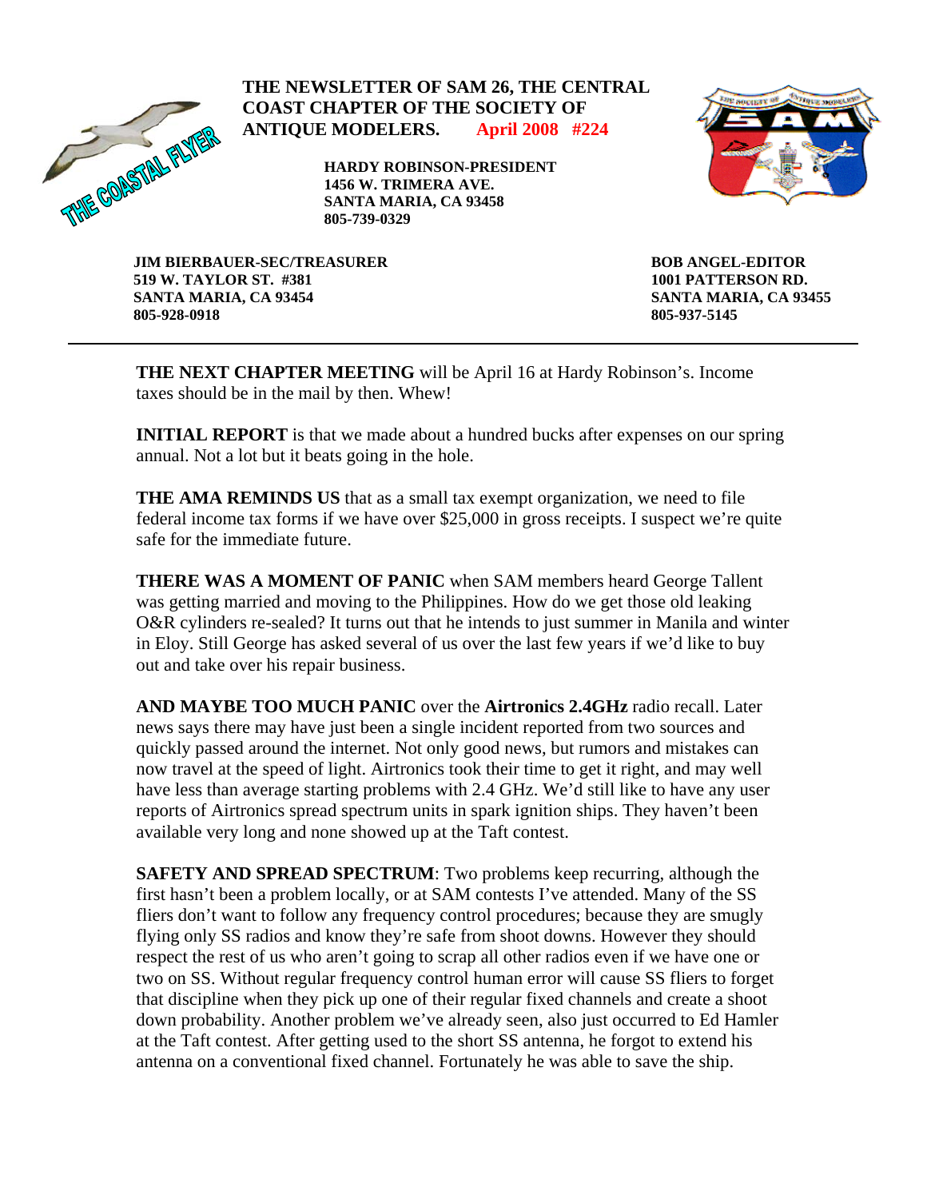**THE NEWSLETTER OF SAM 26, THE CENTRAL COAST CHAPTER OF THE SOCIETY OF ANTIQUE MODELERS.** April 2008 #224

THE COASTAL FLYER

**HARDY ROBINSON-PRESIDENT**
**1456 W. TRIMERA AVE.**
**SANTA MARIA, CA 93458**
**805-739-0329**

**JIM BIERBAUER-SEC/TREASURER**
**519 W. TAYLOR ST. #381**
**SANTA MARIA, CA 93454**
**805-928-0918**

**BOB ANGEL-EDITOR**
**1001 PATTERSON RD.**
**SANTA MARIA, CA 93455**
**805-937-5145**

---

**THE NEXT CHAPTER MEETING** will be April 16 at Hardy Robinson's. Income taxes should be in the mail by then. Whew!

**INITIAL REPORT** is that we made about a hundred bucks after expenses on our spring annual. Not a lot but it beats going in the hole.

**THE AMA REMINDS US** that as a small tax exempt organization, we need to file federal income tax forms if we have over $25,000 in gross receipts. I suspect we're quite safe for the immediate future.

**THERE WAS A MOMENT OF PANIC** when SAM members heard George Tallent was getting married and moving to the Philippines. How do we get those old leaking O&R cylinders re-sealed? It turns out that he intends to just summer in Manila and winter in Eloy. Still George has asked several of us over the last few years if we'd like to buy out and take over his repair business.

**AND MAYBE TOO MUCH PANIC** over the **Airtronics 2.4GHz** radio recall. Later news says there may have just been a single incident reported from two sources and quickly passed around the internet. Not only good news, but rumors and mistakes can now travel at the speed of light. Airtronics took their time to get it right, and may well have less than average starting problems with 2.4 GHz. We'd still like to have any user reports of Airtronics spread spectrum units in spark ignition ships. They haven't been available very long and none showed up at the Taft contest.

**SAFETY AND SPREAD SPECTRUM**: Two problems keep recurring, although the first hasn't been a problem locally, or at SAM contests I've attended. Many of the SS fliers don't want to follow any frequency control procedures; because they are smugly flying only SS radios and know they're safe from shoot downs. However they should respect the rest of us who aren't going to scrap all other radios even if we have one or two on SS. Without regular frequency control human error will cause SS fliers to forget that discipline when they pick up one of their regular fixed channels and create a shoot down probability. Another problem we've already seen, also just occurred to Ed Hamler at the Taft contest. After getting used to the short SS antenna, he forgot to extend his antenna on a conventional fixed channel. Fortunately he was able to save the ship.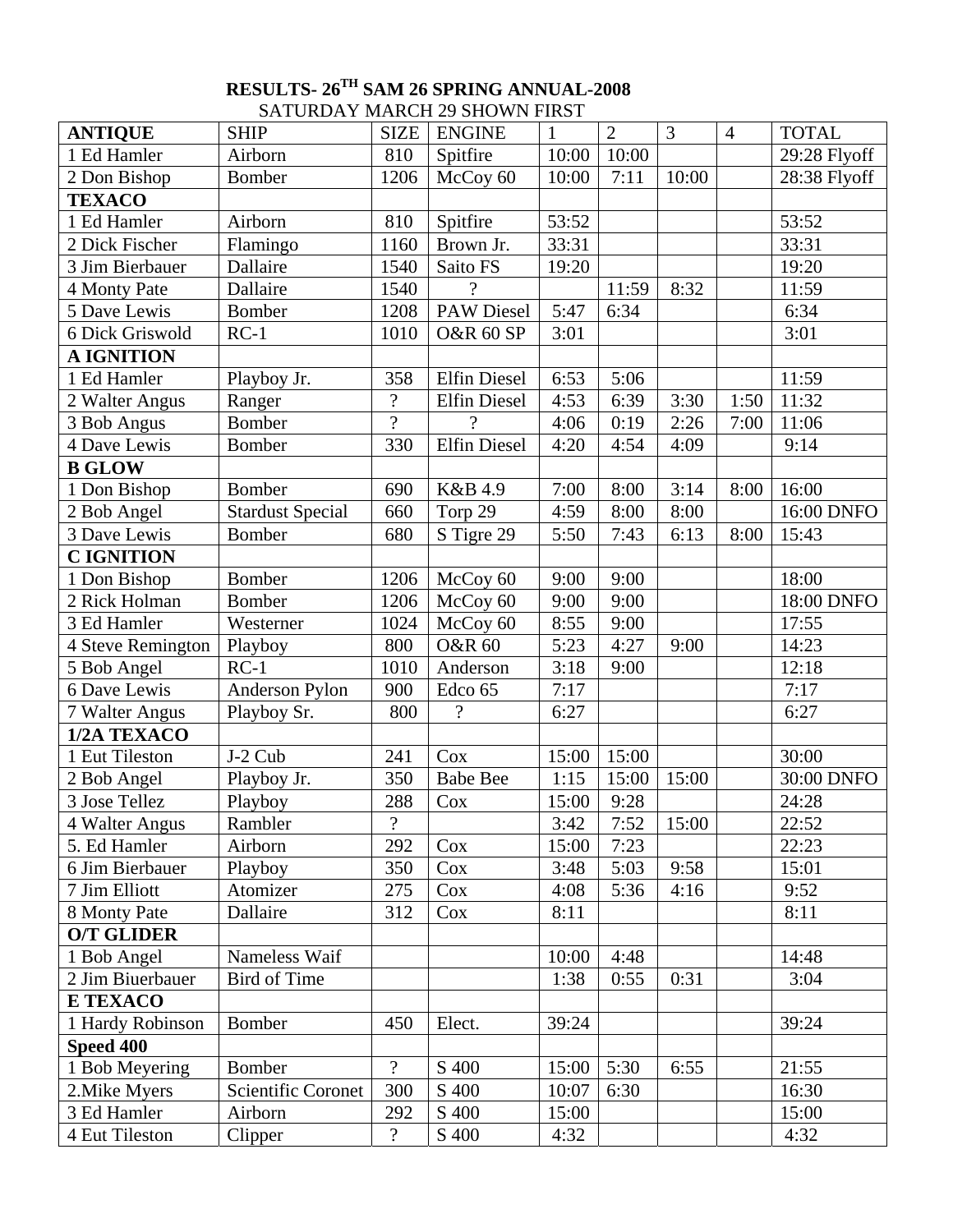# RESULTS- 26[TH] SAM 26 SPRING ANNUAL-2008

SATURDAY MARCH 29 SHOWN FIRST

| ANTIQUE | SHIP | SIZE | ENGINE | 1 | 2 | 3 | 4 | TOTAL |
|---|---|---|---|---|---|---|---|---|
| 1 Ed Hamler | Airborn | 810 | Spitfire | 10:00 | 10:00 | | | 29:28 Flyoff |
| 2 Don Bishop | Bomber | 1206 | McCoy 60 | 10:00 | 7:11 | 10:00 | | 28:38 Flyoff |
| **TEXACO** | | | | | | | | |
| 1 Ed Hamler | Airborn | 810 | Spitfire | 53:52 | | | | 53:52 |
| 2 Dick Fischer | Flamingo | 1160 | Brown Jr. | 33:31 | | | | 33:31 |
| 3 Jim Bierbauer | Dallaire | 1540 | Saito FS | 19:20 | | | | 19:20 |
| 4 Monty Pate | Dallaire | 1540 | ? | | 11:59 | 8:32 | | 11:59 |
| 5 Dave Lewis | Bomber | 1208 | PAW Diesel | 5:47 | 6:34 | | | 6:34 |
| 6 Dick Griswold | RC-1 | 1010 | O&R 60 SP | 3:01 | | | | 3:01 |
| **A IGNITION** | | | | | | | | |
| 1 Ed Hamler | Playboy Jr. | 358 | Elfin Diesel | 6:53 | 5:06 | | | 11:59 |
| 2 Walter Angus | Ranger | ? | Elfin Diesel | 4:53 | 6:39 | 3:30 | 1:50 | 11:32 |
| 3 Bob Angus | Bomber | ? | ? | 4:06 | 0:19 | 2:26 | 7:00 | 11:06 |
| 4 Dave Lewis | Bomber | 330 | Elfin Diesel | 4:20 | 4:54 | 4:09 | | 9:14 |
| **B GLOW** | | | | | | | | |
| 1 Don Bishop | Bomber | 690 | K&B 4.9 | 7:00 | 8:00 | 3:14 | 8:00 | 16:00 |
| 2 Bob Angel | Stardust Special | 660 | Torp 29 | 4:59 | 8:00 | 8:00 | | 16:00 DNFO |
| 3 Dave Lewis | Bomber | 680 | S Tigre 29 | 5:50 | 7:43 | 6:13 | 8:00 | 15:43 |
| **C IGNITION** | | | | | | | | |
| 1 Don Bishop | Bomber | 1206 | McCoy 60 | 9:00 | 9:00 | | | 18:00 |
| 2 Rick Holman | Bomber | 1206 | McCoy 60 | 9:00 | 9:00 | | | 18:00 DNFO |
| 3 Ed Hamler | Westerner | 1024 | McCoy 60 | 8:55 | 9:00 | | | 17:55 |
| 4 Steve Remington | Playboy | 800 | O&R 60 | 5:23 | 4:27 | 9:00 | | 14:23 |
| 5 Bob Angel | RC-1 | 1010 | Anderson | 3:18 | 9:00 | | | 12:18 |
| 6 Dave Lewis | Anderson Pylon | 900 | Edco 65 | 7:17 | | | | 7:17 |
| 7 Walter Angus | Playboy Sr. | 800 | ? | 6:27 | | | | 6:27 |
| **1/2A TEXACO** | | | | | | | | |
| 1 Eut Tileston | J-2 Cub | 241 | Cox | 15:00 | 15:00 | | | 30:00 |
| 2 Bob Angel | Playboy Jr. | 350 | Babe Bee | 1:15 | 15:00 | 15:00 | | 30:00 DNFO |
| 3 Jose Tellez | Playboy | 288 | Cox | 15:00 | 9:28 | | | 24:28 |
| 4 Walter Angus | Rambler | ? | | 3:42 | 7:52 | 15:00 | | 22:52 |
| 5. Ed Hamler | Airborn | 292 | Cox | 15:00 | 7:23 | | | 22:23 |
| 6 Jim Bierbauer | Playboy | 350 | Cox | 3:48 | 5:03 | 9:58 | | 15:01 |
| 7 Jim Elliott | Atomizer | 275 | Cox | 4:08 | 5:36 | 4:16 | | 9:52 |
| 8 Monty Pate | Dallaire | 312 | Cox | 8:11 | | | | 8:11 |
| **O/T GLIDER** | | | | | | | | |
| 1 Bob Angel | Nameless Waif | | | 10:00 | 4:48 | | | 14:48 |
| 2 Jim Biuerbauer | Bird of Time | | | 1:38 | 0:55 | 0:31 | | 3:04 |
| **E TEXACO** | | | | | | | | |
| 1 Hardy Robinson | Bomber | 450 | Elect. | 39:24 | | | | 39:24 |
| **Speed 400** | | | | | | | | |
| 1 Bob Meyering | Bomber | ? | S 400 | 15:00 | 5:30 | 6:55 | | 21:55 |
| 2.Mike Myers | Scientific Coronet | 300 | S 400 | 10:07 | 6:30 | | | 16:30 |
| 3 Ed Hamler | Airborn | 292 | S 400 | 15:00 | | | | 15:00 |
| 4 Eut Tileston | Clipper | ? | S 400 | 4:32 | | | | 4:32 |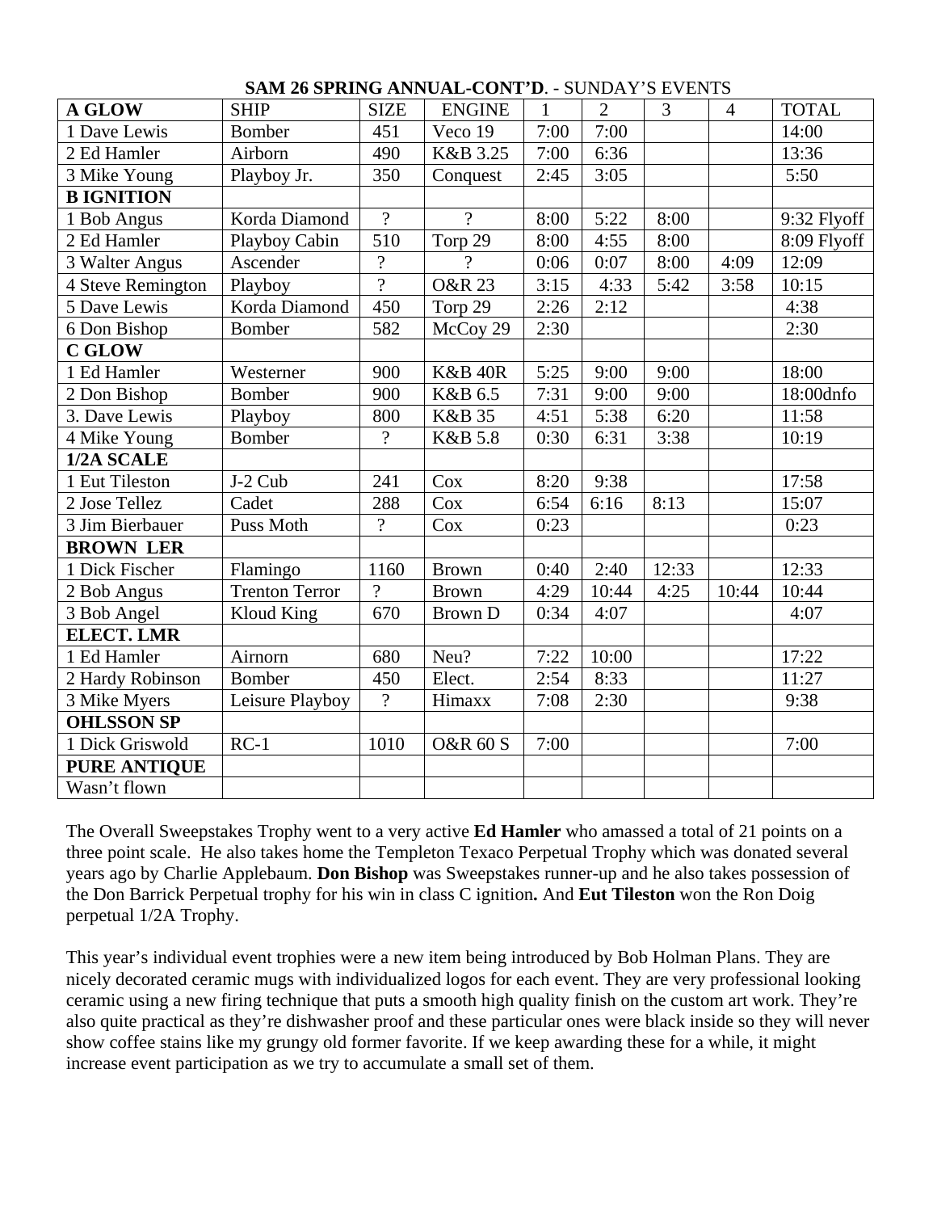**SAM 26 SPRING ANNUAL-CONT'D**. - SUNDAY'S EVENTS

| A GLOW | SHIP | SIZE | ENGINE | 1 | 2 | 3 | 4 | TOTAL |
|---|---|---|---|---|---|---|---|---|
| 1 Dave Lewis | Bomber | 451 | Veco 19 | 7:00 | 7:00 | | | 14:00 |
| 2 Ed Hamler | Airborn | 490 | K&B 3.25 | 7:00 | 6:36 | | | 13:36 |
| 3 Mike Young | Playboy Jr. | 350 | Conquest | 2:45 | 3:05 | | | 5:50 |
| **B IGNITION** | | | | | | | | |
| 1 Bob Angus | Korda Diamond | ? | ? | 8:00 | 5:22 | 8:00 | | 9:32 Flyoff |
| 2 Ed Hamler | Playboy Cabin | 510 | Torp 29 | 8:00 | 4:55 | 8:00 | | 8:09 Flyoff |
| 3 Walter Angus | Ascender | ? | ? | 0:06 | 0:07 | 8:00 | 4:09 | 12:09 |
| 4 Steve Remington | Playboy | ? | O&R 23 | 3:15 | 4:33 | 5:42 | 3:58 | 10:15 |
| 5 Dave Lewis | Korda Diamond | 450 | Torp 29 | 2:26 | 2:12 | | | 4:38 |
| 6 Don Bishop | Bomber | 582 | McCoy 29 | 2:30 | | | | 2:30 |
| **C GLOW** | | | | | | | | |
| 1 Ed Hamler | Westerner | 900 | K&B 40R | 5:25 | 9:00 | 9:00 | | 18:00 |
| 2 Don Bishop | Bomber | 900 | K&B 6.5 | 7:31 | 9:00 | 9:00 | | 18:00dnfo |
| 3. Dave Lewis | Playboy | 800 | K&B 35 | 4:51 | 5:38 | 6:20 | | 11:58 |
| 4 Mike Young | Bomber | ? | K&B 5.8 | 0:30 | 6:31 | 3:38 | | 10:19 |
| **1/2A SCALE** | | | | | | | | |
| 1 Eut Tileston | J-2 Cub | 241 | Cox | 8:20 | 9:38 | | | 17:58 |
| 2 Jose Tellez | Cadet | 288 | Cox | 6:54 | 6:16 | 8:13 | | 15:07 |
| 3 Jim Bierbauer | Puss Moth | ? | Cox | 0:23 | | | | 0:23 |
| **BROWN LER** | | | | | | | | |
| 1 Dick Fischer | Flamingo | 1160 | Brown | 0:40 | 2:40 | 12:33 | | 12:33 |
| 2 Bob Angus | Trenton Terror | ? | Brown | 4:29 | 10:44 | 4:25 | 10:44 | 10:44 |
| 3 Bob Angel | Kloud King | 670 | Brown D | 0:34 | 4:07 | | | 4:07 |
| **ELECT. LMR** | | | | | | | | |
| 1 Ed Hamler | Airnorn | 680 | Neu? | 7:22 | 10:00 | | | 17:22 |
| 2 Hardy Robinson | Bomber | 450 | Elect. | 2:54 | 8:33 | | | 11:27 |
| 3 Mike Myers | Leisure Playboy | ? | Himaxx | 7:08 | 2:30 | | | 9:38 |
| **OHLSSON SP** | | | | | | | | |
| 1 Dick Griswold | RC-1 | 1010 | O&R 60 S | 7:00 | | | | 7:00 |
| **PURE ANTIQUE** | | | | | | | | |
| Wasn't flown | | | | | | | | |

The Overall Sweepstakes Trophy went to a very active **Ed Hamler** who amassed a total of 21 points on a three point scale. He also takes home the Templeton Texaco Perpetual Trophy which was donated several years ago by Charlie Applebaum. **Don Bishop** was Sweepstakes runner-up and he also takes possession of the Don Barrick Perpetual trophy for his win in class C ignition**.** And **Eut Tileston** won the Ron Doig perpetual 1/2A Trophy.

This year's individual event trophies were a new item being introduced by Bob Holman Plans. They are nicely decorated ceramic mugs with individualized logos for each event. They are very professional looking ceramic using a new firing technique that puts a smooth high quality finish on the custom art work. They're also quite practical as they're dishwasher proof and these particular ones were black inside so they will never show coffee stains like my grungy old former favorite. If we keep awarding these for a while, it might increase event participation as we try to accumulate a small set of them.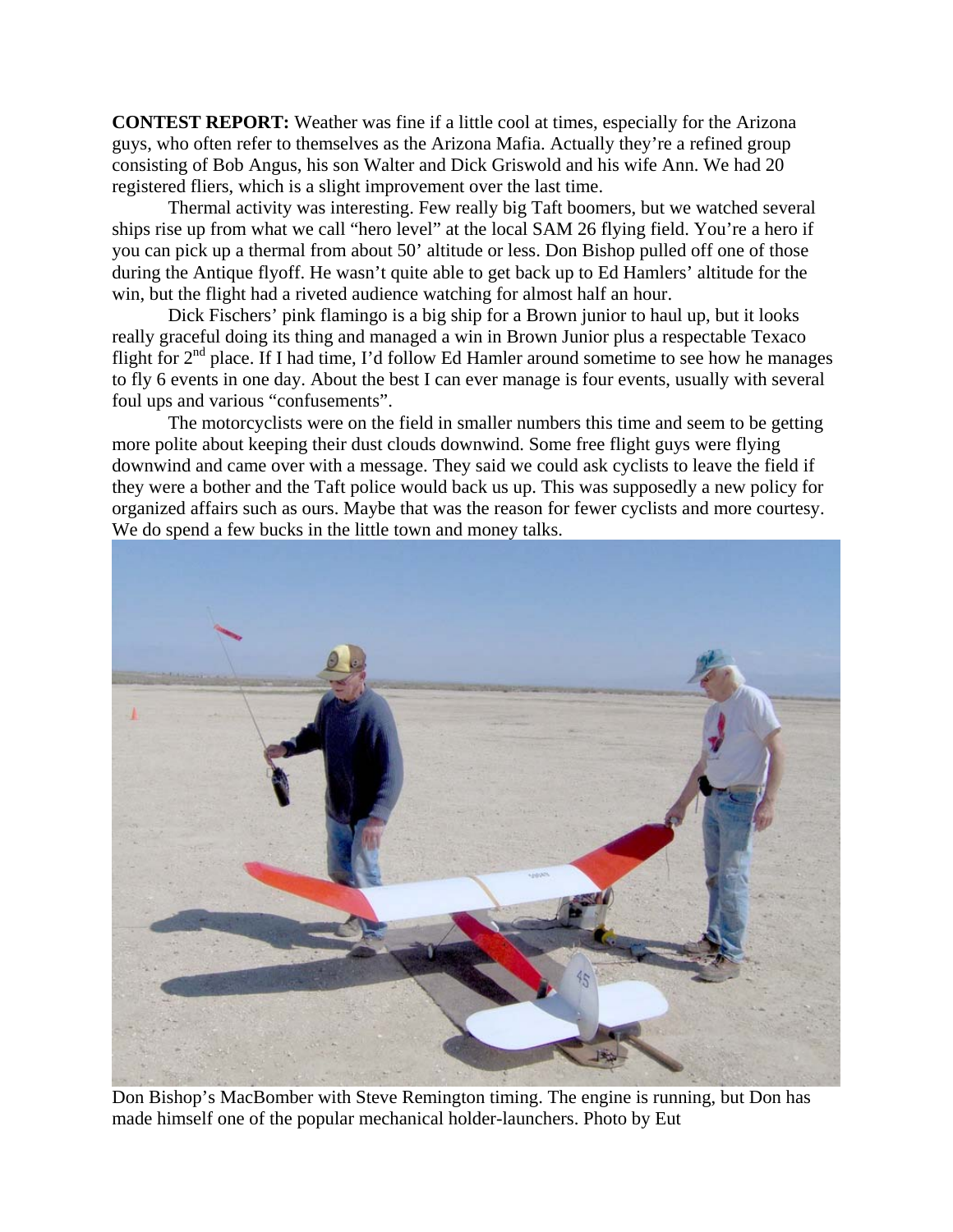**CONTEST REPORT:** Weather was fine if a little cool at times, especially for the Arizona guys, who often refer to themselves as the Arizona Mafia. Actually they're a refined group consisting of Bob Angus, his son Walter and Dick Griswold and his wife Ann. We had 20 registered fliers, which is a slight improvement over the last time.

Thermal activity was interesting. Few really big Taft boomers, but we watched several ships rise up from what we call "hero level" at the local SAM 26 flying field. You're a hero if you can pick up a thermal from about 50' altitude or less. Don Bishop pulled off one of those during the Antique flyoff. He wasn't quite able to get back up to Ed Hamlers' altitude for the win, but the flight had a riveted audience watching for almost half an hour.

Dick Fischers' pink flamingo is a big ship for a Brown junior to haul up, but it looks really graceful doing its thing and managed a win in Brown Junior plus a respectable Texaco flight for 2nd place. If I had time, I'd follow Ed Hamler around sometime to see how he manages to fly 6 events in one day. About the best I can ever manage is four events, usually with several foul ups and various "confusements".

The motorcyclists were on the field in smaller numbers this time and seem to be getting more polite about keeping their dust clouds downwind. Some free flight guys were flying downwind and came over with a message. They said we could ask cyclists to leave the field if they were a bother and the Taft police would back us up. This was supposedly a new policy for organized affairs such as ours. Maybe that was the reason for fewer cyclists and more courtesy. We do spend a few bucks in the little town and money talks.

Don Bishop's MacBomber with Steve Remington timing. The engine is running, but Don has made himself one of the popular mechanical holder-launchers. Photo by Eut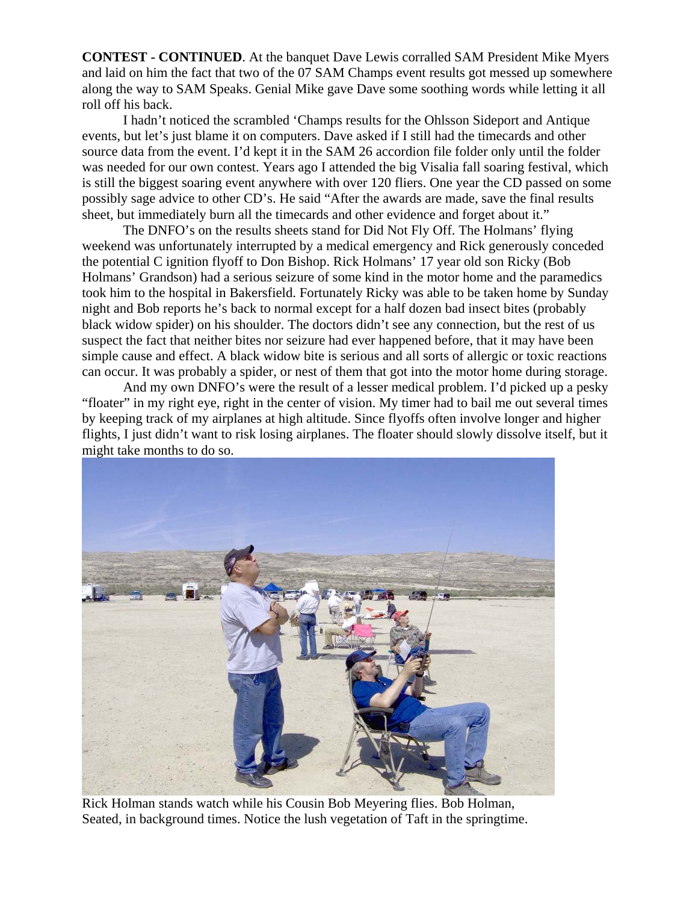**CONTEST - CONTINUED**. At the banquet Dave Lewis corralled SAM President Mike Myers and laid on him the fact that two of the 07 SAM Champs event results got messed up somewhere along the way to SAM Speaks. Genial Mike gave Dave some soothing words while letting it all roll off his back.

I hadn't noticed the scrambled 'Champs results for the Ohlsson Sideport and Antique events, but let's just blame it on computers. Dave asked if I still had the timecards and other source data from the event. I'd kept it in the SAM 26 accordion file folder only until the folder was needed for our own contest. Years ago I attended the big Visalia fall soaring festival, which is still the biggest soaring event anywhere with over 120 fliers. One year the CD passed on some possibly sage advice to other CD's. He said "After the awards are made, save the final results sheet, but immediately burn all the timecards and other evidence and forget about it."

The DNFO's on the results sheets stand for Did Not Fly Off. The Holmans' flying weekend was unfortunately interrupted by a medical emergency and Rick generously conceded the potential C ignition flyoff to Don Bishop. Rick Holmans' 17 year old son Ricky (Bob Holmans' Grandson) had a serious seizure of some kind in the motor home and the paramedics took him to the hospital in Bakersfield. Fortunately Ricky was able to be taken home by Sunday night and Bob reports he's back to normal except for a half dozen bad insect bites (probably black widow spider) on his shoulder. The doctors didn't see any connection, but the rest of us suspect the fact that neither bites nor seizure had ever happened before, that it may have been simple cause and effect. A black widow bite is serious and all sorts of allergic or toxic reactions can occur. It was probably a spider, or nest of them that got into the motor home during storage.

And my own DNFO's were the result of a lesser medical problem. I'd picked up a pesky "floater" in my right eye, right in the center of vision. My timer had to bail me out several times by keeping track of my airplanes at high altitude. Since flyoffs often involve longer and higher flights, I just didn't want to risk losing airplanes. The floater should slowly dissolve itself, but it might take months to do so.

Rick Holman stands watch while his Cousin Bob Meyering flies. Bob Holman, Seated, in background times. Notice the lush vegetation of Taft in the springtime.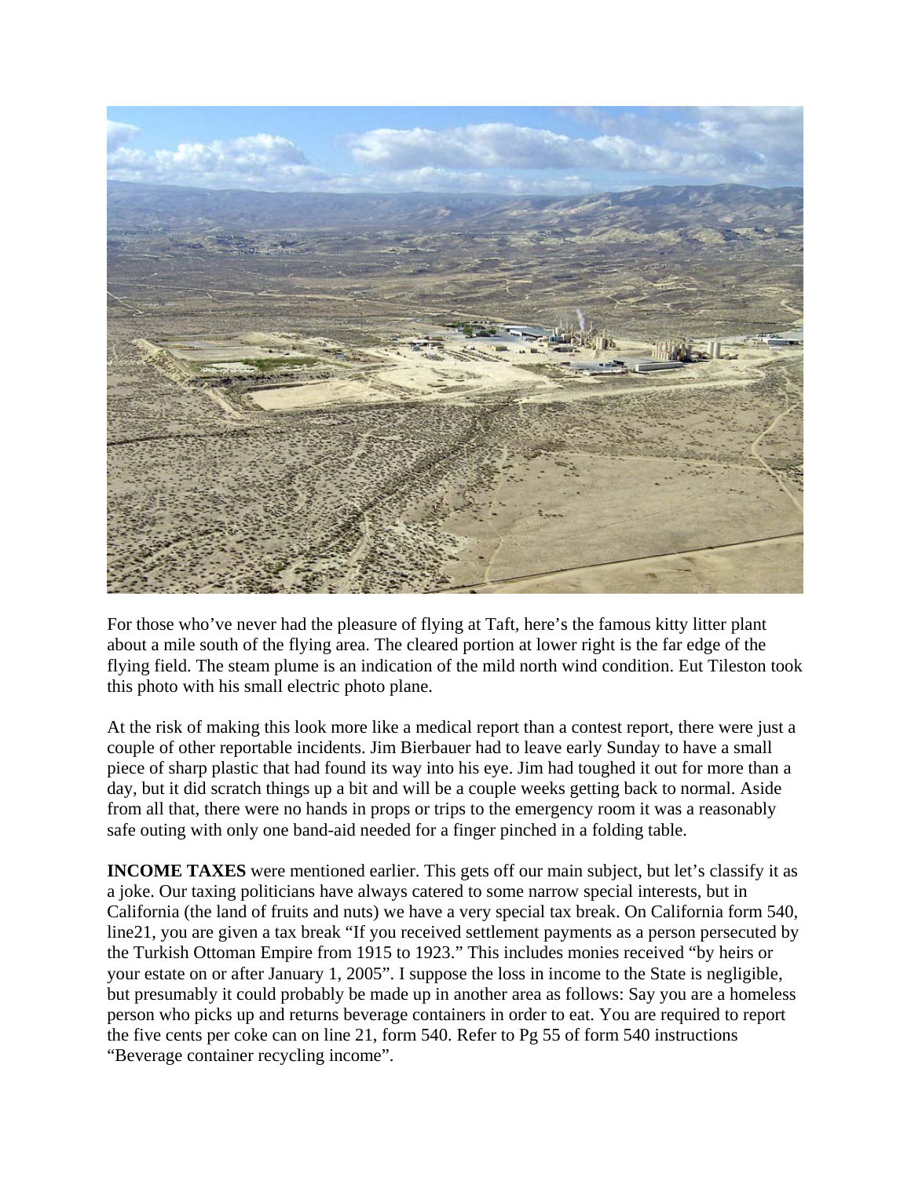For those who've never had the pleasure of flying at Taft, here's the famous kitty litter plant about a mile south of the flying area. The cleared portion at lower right is the far edge of the flying field. The steam plume is an indication of the mild north wind condition. Eut Tileston took this photo with his small electric photo plane.

At the risk of making this look more like a medical report than a contest report, there were just a couple of other reportable incidents. Jim Bierbauer had to leave early Sunday to have a small piece of sharp plastic that had found its way into his eye. Jim had toughed it out for more than a day, but it did scratch things up a bit and will be a couple weeks getting back to normal. Aside from all that, there were no hands in props or trips to the emergency room it was a reasonably safe outing with only one band-aid needed for a finger pinched in a folding table.

**INCOME TAXES** were mentioned earlier. This gets off our main subject, but let's classify it as a joke. Our taxing politicians have always catered to some narrow special interests, but in California (the land of fruits and nuts) we have a very special tax break. On California form 540, line21, you are given a tax break "If you received settlement payments as a person persecuted by the Turkish Ottoman Empire from 1915 to 1923." This includes monies received "by heirs or your estate on or after January 1, 2005". I suppose the loss in income to the State is negligible, but presumably it could probably be made up in another area as follows: Say you are a homeless person who picks up and returns beverage containers in order to eat. You are required to report the five cents per coke can on line 21, form 540. Refer to Pg 55 of form 540 instructions "Beverage container recycling income".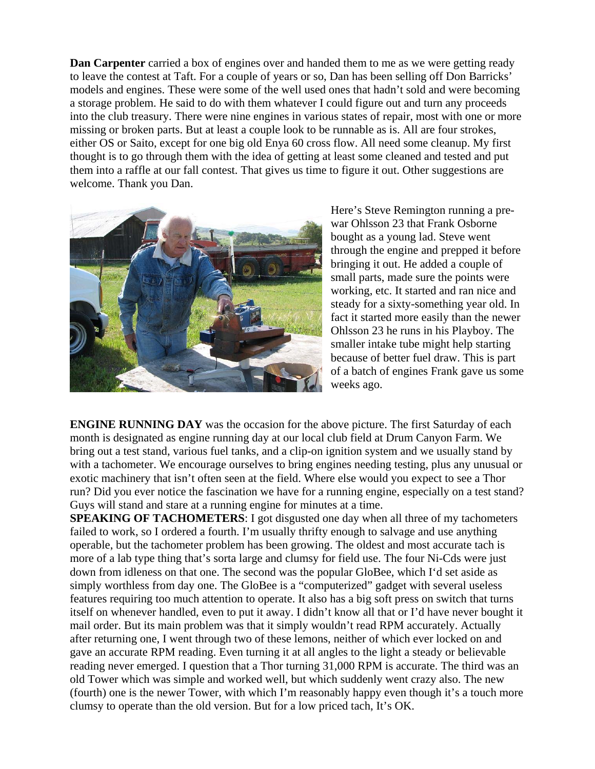**Dan Carpenter** carried a box of engines over and handed them to me as we were getting ready to leave the contest at Taft. For a couple of years or so, Dan has been selling off Don Barricks' models and engines. These were some of the well used ones that hadn't sold and were becoming a storage problem. He said to do with them whatever I could figure out and turn any proceeds into the club treasury. There were nine engines in various states of repair, most with one or more missing or broken parts. But at least a couple look to be runnable as is. All are four strokes, either OS or Saito, except for one big old Enya 60 cross flow. All need some cleanup. My first thought is to go through them with the idea of getting at least some cleaned and tested and put them into a raffle at our fall contest. That gives us time to figure it out. Other suggestions are welcome. Thank you Dan.

Here's Steve Remington running a pre-war Ohlsson 23 that Frank Osborne bought as a young lad. Steve went through the engine and prepped it before bringing it out. He added a couple of small parts, made sure the points were working, etc. It started and ran nice and steady for a sixty-something year old. In fact it started more easily than the newer Ohlsson 23 he runs in his Playboy. The smaller intake tube might help starting because of better fuel draw. This is part of a batch of engines Frank gave us some weeks ago.

**ENGINE RUNNING DAY** was the occasion for the above picture. The first Saturday of each month is designated as engine running day at our local club field at Drum Canyon Farm. We bring out a test stand, various fuel tanks, and a clip-on ignition system and we usually stand by with a tachometer. We encourage ourselves to bring engines needing testing, plus any unusual or exotic machinery that isn't often seen at the field. Where else would you expect to see a Thor run? Did you ever notice the fascination we have for a running engine, especially on a test stand? Guys will stand and stare at a running engine for minutes at a time.

**SPEAKING OF TACHOMETERS**: I got disgusted one day when all three of my tachometers failed to work, so I ordered a fourth. I'm usually thrifty enough to salvage and use anything operable, but the tachometer problem has been growing. The oldest and most accurate tach is more of a lab type thing that's sorta large and clumsy for field use. The four Ni-Cds were just down from idleness on that one. The second was the popular GloBee, which I'd set aside as simply worthless from day one. The GloBee is a "computerized" gadget with several useless features requiring too much attention to operate. It also has a big soft press on switch that turns itself on whenever handled, even to put it away. I didn't know all that or I'd have never bought it mail order. But its main problem was that it simply wouldn't read RPM accurately. Actually after returning one, I went through two of these lemons, neither of which ever locked on and gave an accurate RPM reading. Even turning it at all angles to the light a steady or believable reading never emerged. I question that a Thor turning 31,000 RPM is accurate. The third was an old Tower which was simple and worked well, but which suddenly went crazy also. The new (fourth) one is the newer Tower, with which I'm reasonably happy even though it's a touch more clumsy to operate than the old version. But for a low priced tach, It's OK.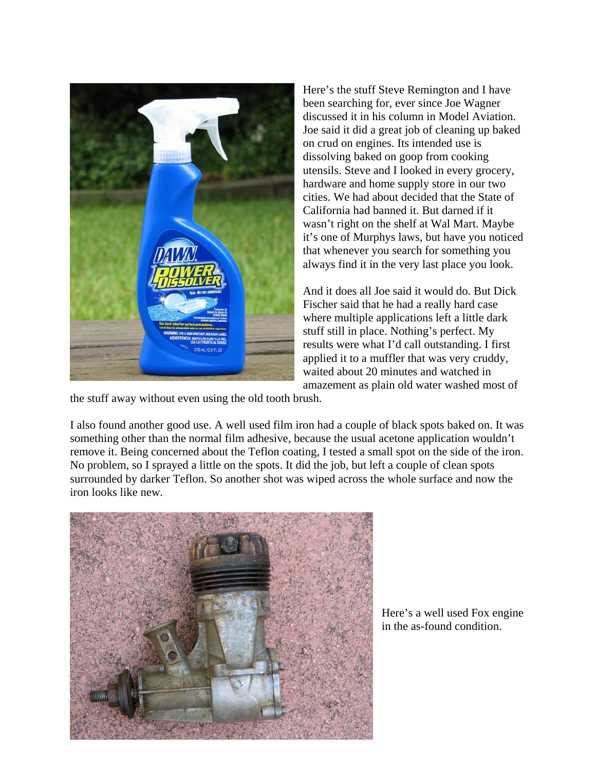Here's the stuff Steve Remington and I have been searching for, ever since Joe Wagner discussed it in his column in Model Aviation. Joe said it did a great job of cleaning up baked on crud on engines. Its intended use is dissolving baked on goop from cooking utensils. Steve and I looked in every grocery, hardware and home supply store in our two cities. We had about decided that the State of California had banned it. But darned if it wasn't right on the shelf at Wal Mart. Maybe it's one of Murphys laws, but have you noticed that whenever you search for something you always find it in the very last place you look.

And it does all Joe said it would do. But Dick Fischer said that he had a really hard case where multiple applications left a little dark stuff still in place. Nothing's perfect. My results were what I'd call outstanding. I first applied it to a muffler that was very cruddy, waited about 20 minutes and watched in amazement as plain old water washed most of the stuff away without even using the old tooth brush.

I also found another good use. A well used film iron had a couple of black spots baked on. It was something other than the normal film adhesive, because the usual acetone application wouldn't remove it. Being concerned about the Teflon coating, I tested a small spot on the side of the iron. No problem, so I sprayed a little on the spots. It did the job, but left a couple of clean spots surrounded by darker Teflon. So another shot was wiped across the whole surface and now the iron looks like new.

Here's a well used Fox engine in the as-found condition.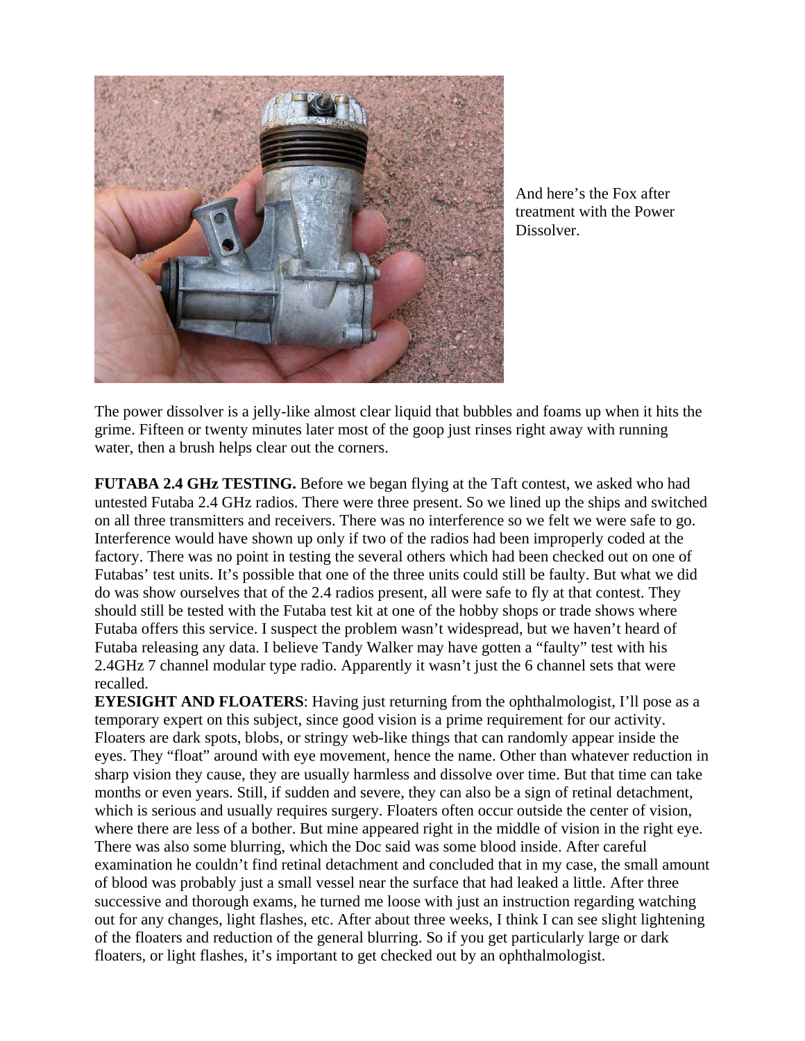And here's the Fox after treatment with the Power Dissolver.

The power dissolver is a jelly-like almost clear liquid that bubbles and foams up when it hits the grime. Fifteen or twenty minutes later most of the goop just rinses right away with running water, then a brush helps clear out the corners.

**FUTABA 2.4 GHz TESTING.** Before we began flying at the Taft contest, we asked who had untested Futaba 2.4 GHz radios. There were three present. So we lined up the ships and switched on all three transmitters and receivers. There was no interference so we felt we were safe to go. Interference would have shown up only if two of the radios had been improperly coded at the factory. There was no point in testing the several others which had been checked out on one of Futabas' test units. It's possible that one of the three units could still be faulty. But what we did do was show ourselves that of the 2.4 radios present, all were safe to fly at that contest. They should still be tested with the Futaba test kit at one of the hobby shops or trade shows where Futaba offers this service. I suspect the problem wasn't widespread, but we haven't heard of Futaba releasing any data. I believe Tandy Walker may have gotten a "faulty" test with his 2.4GHz 7 channel modular type radio. Apparently it wasn't just the 6 channel sets that were recalled.

**EYESIGHT AND FLOATERS**: Having just returning from the ophthalmologist, I'll pose as a temporary expert on this subject, since good vision is a prime requirement for our activity. Floaters are dark spots, blobs, or stringy web-like things that can randomly appear inside the eyes. They "float" around with eye movement, hence the name. Other than whatever reduction in sharp vision they cause, they are usually harmless and dissolve over time. But that time can take months or even years. Still, if sudden and severe, they can also be a sign of retinal detachment, which is serious and usually requires surgery. Floaters often occur outside the center of vision, where there are less of a bother. But mine appeared right in the middle of vision in the right eye. There was also some blurring, which the Doc said was some blood inside. After careful examination he couldn't find retinal detachment and concluded that in my case, the small amount of blood was probably just a small vessel near the surface that had leaked a little. After three successive and thorough exams, he turned me loose with just an instruction regarding watching out for any changes, light flashes, etc. After about three weeks, I think I can see slight lightening of the floaters and reduction of the general blurring. So if you get particularly large or dark floaters, or light flashes, it's important to get checked out by an ophthalmologist.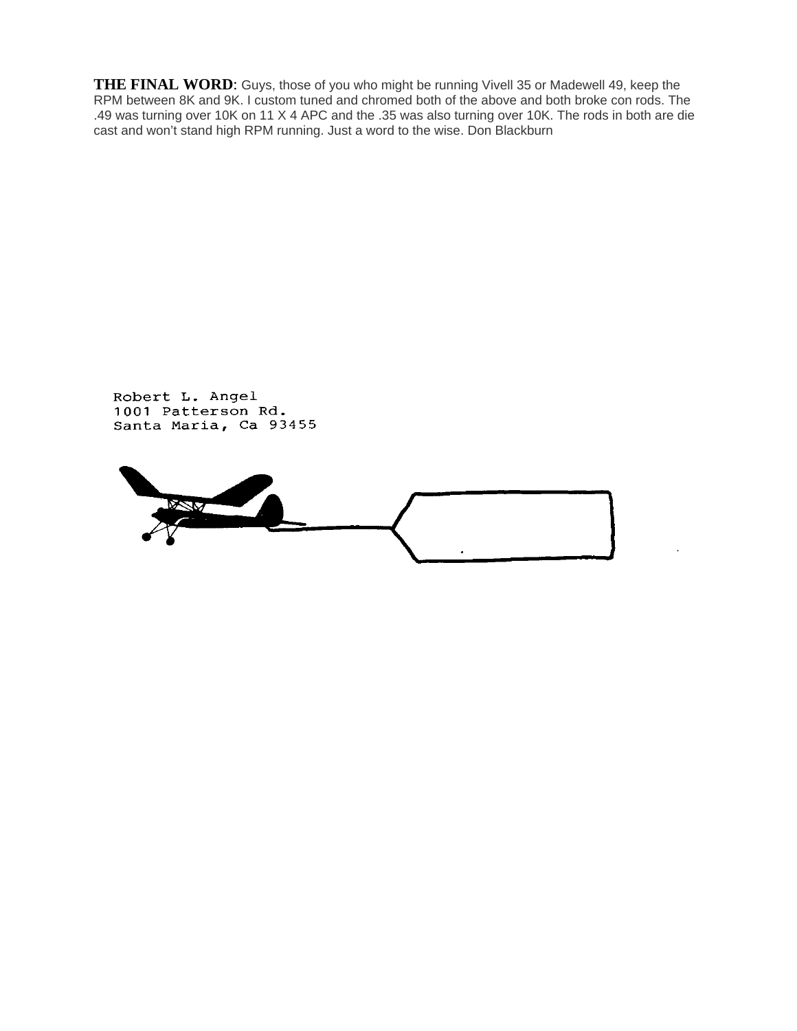**THE FINAL WORD**: Guys, those of you who might be running Vivell 35 or Madewell 49, keep the RPM between 8K and 9K. I custom tuned and chromed both of the above and both broke con rods. The .49 was turning over 10K on 11 X 4 APC and the .35 was also turning over 10K. The rods in both are die cast and won't stand high RPM running. Just a word to the wise. Don Blackburn

Robert L. Angel
1001 Patterson Rd.
Santa Maria, Ca 93455